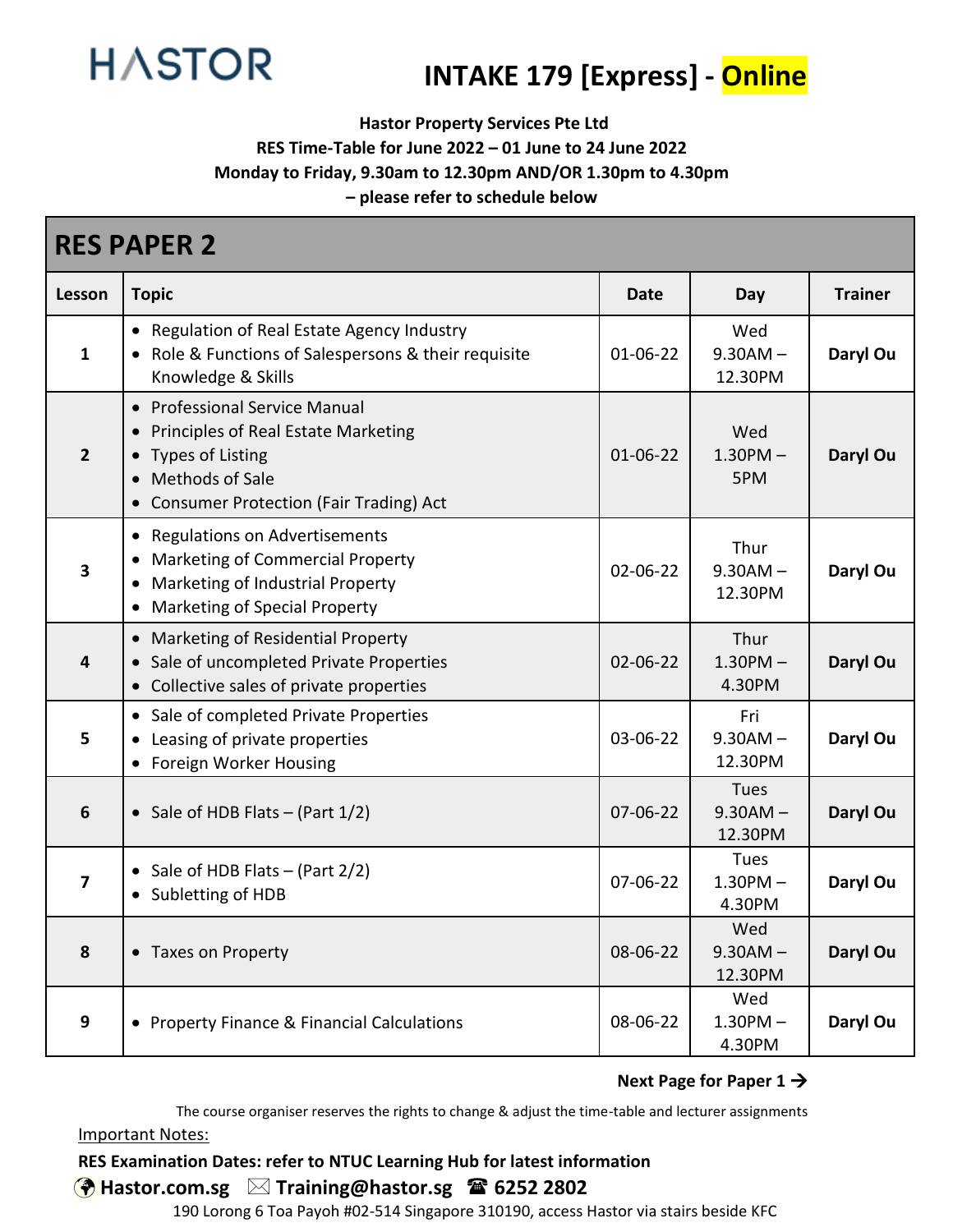# HASTOR

# INTAKE 179 [Express] - Online

**Hastor Property Services Pte Ltd**
**RES Time-Table for June 2022 – 01 June to 24 June 2022**
**Monday to Friday, 9.30am to 12.30pm AND/OR 1.30pm to 4.30pm**
**– please refer to schedule below**

## RES PAPER 2

| Lesson | Topic | Date | Day | Trainer |
|---|---|---|---|---|
| 1 | • Regulation of Real Estate Agency Industry<br>• Role & Functions of Salespersons & their requisite Knowledge & Skills | 01-06-22 | Wed<br>9.30AM – 12.30PM | **Daryl Ou** |
| 2 | • Professional Service Manual<br>• Principles of Real Estate Marketing<br>• Types of Listing<br>• Methods of Sale<br>• Consumer Protection (Fair Trading) Act | 01-06-22 | Wed<br>1.30PM – 5PM | **Daryl Ou** |
| 3 | • Regulations on Advertisements<br>• Marketing of Commercial Property<br>• Marketing of Industrial Property<br>• Marketing of Special Property | 02-06-22 | Thur<br>9.30AM – 12.30PM | **Daryl Ou** |
| 4 | • Marketing of Residential Property<br>• Sale of uncompleted Private Properties<br>• Collective sales of private properties | 02-06-22 | Thur<br>1.30PM – 4.30PM | **Daryl Ou** |
| 5 | • Sale of completed Private Properties<br>• Leasing of private properties<br>• Foreign Worker Housing | 03-06-22 | Fri<br>9.30AM – 12.30PM | **Daryl Ou** |
| 6 | • Sale of HDB Flats – (Part 1/2) | 07-06-22 | Tues<br>9.30AM – 12.30PM | **Daryl Ou** |
| 7 | • Sale of HDB Flats – (Part 2/2)<br>• Subletting of HDB | 07-06-22 | Tues<br>1.30PM – 4.30PM | **Daryl Ou** |
| 8 | • Taxes on Property | 08-06-22 | Wed<br>9.30AM – 12.30PM | **Daryl Ou** |
| 9 | • Property Finance & Financial Calculations | 08-06-22 | Wed<br>1.30PM – 4.30PM | **Daryl Ou** |

**Next Page for Paper 1 →**

The course organiser reserves the rights to change & adjust the time-table and lecturer assignments

Important Notes:

**RES Examination Dates: refer to NTUC Learning Hub for latest information**

**Hastor.com.sg** **Training@hastor.sg** **6252 2802**

190 Lorong 6 Toa Payoh #02-514 Singapore 310190, access Hastor via stairs beside KFC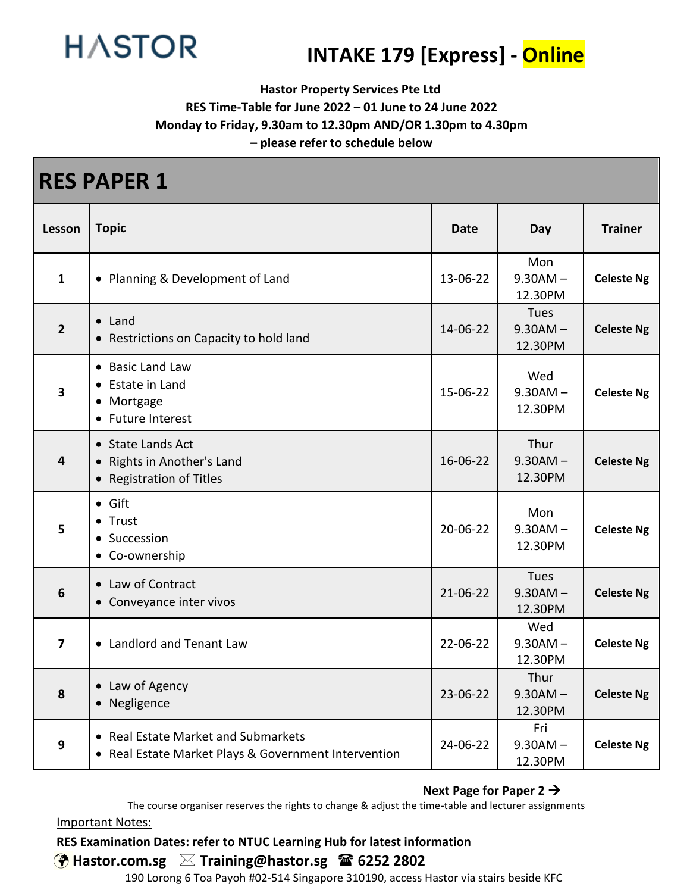# HASTOR

# INTAKE 179 [Express] - Online

**Hastor Property Services Pte Ltd**
**RES Time-Table for June 2022 – 01 June to 24 June 2022**
**Monday to Friday, 9.30am to 12.30pm AND/OR 1.30pm to 4.30pm**
**– please refer to schedule below**

## RES PAPER 1

| Lesson | Topic | Date | Day | Trainer |
|---|---|---|---|---|
| **1** | • Planning & Development of Land | 13-06-22 | Mon 9.30AM – 12.30PM | **Celeste Ng** |
| **2** | • Land<br>• Restrictions on Capacity to hold land | 14-06-22 | Tues 9.30AM – 12.30PM | **Celeste Ng** |
| **3** | • Basic Land Law<br>• Estate in Land<br>• Mortgage<br>• Future Interest | 15-06-22 | Wed 9.30AM – 12.30PM | **Celeste Ng** |
| **4** | • State Lands Act<br>• Rights in Another's Land<br>• Registration of Titles | 16-06-22 | Thur 9.30AM – 12.30PM | **Celeste Ng** |
| **5** | • Gift<br>• Trust<br>• Succession<br>• Co-ownership | 20-06-22 | Mon 9.30AM – 12.30PM | **Celeste Ng** |
| **6** | • Law of Contract<br>• Conveyance inter vivos | 21-06-22 | Tues 9.30AM – 12.30PM | **Celeste Ng** |
| **7** | • Landlord and Tenant Law | 22-06-22 | Wed 9.30AM – 12.30PM | **Celeste Ng** |
| **8** | • Law of Agency<br>• Negligence | 23-06-22 | Thur 9.30AM – 12.30PM | **Celeste Ng** |
| **9** | • Real Estate Market and Submarkets<br>• Real Estate Market Plays & Government Intervention | 24-06-22 | Fri 9.30AM – 12.30PM | **Celeste Ng** |

**Next Page for Paper 2 →**

The course organiser reserves the rights to change & adjust the time-table and lecturer assignments

Important Notes:

**RES Examination Dates: refer to NTUC Learning Hub for latest information**

**Hastor.com.sg** ✉ **Training@hastor.sg** ☎ **6252 2802**

190 Lorong 6 Toa Payoh #02-514 Singapore 310190, access Hastor via stairs beside KFC